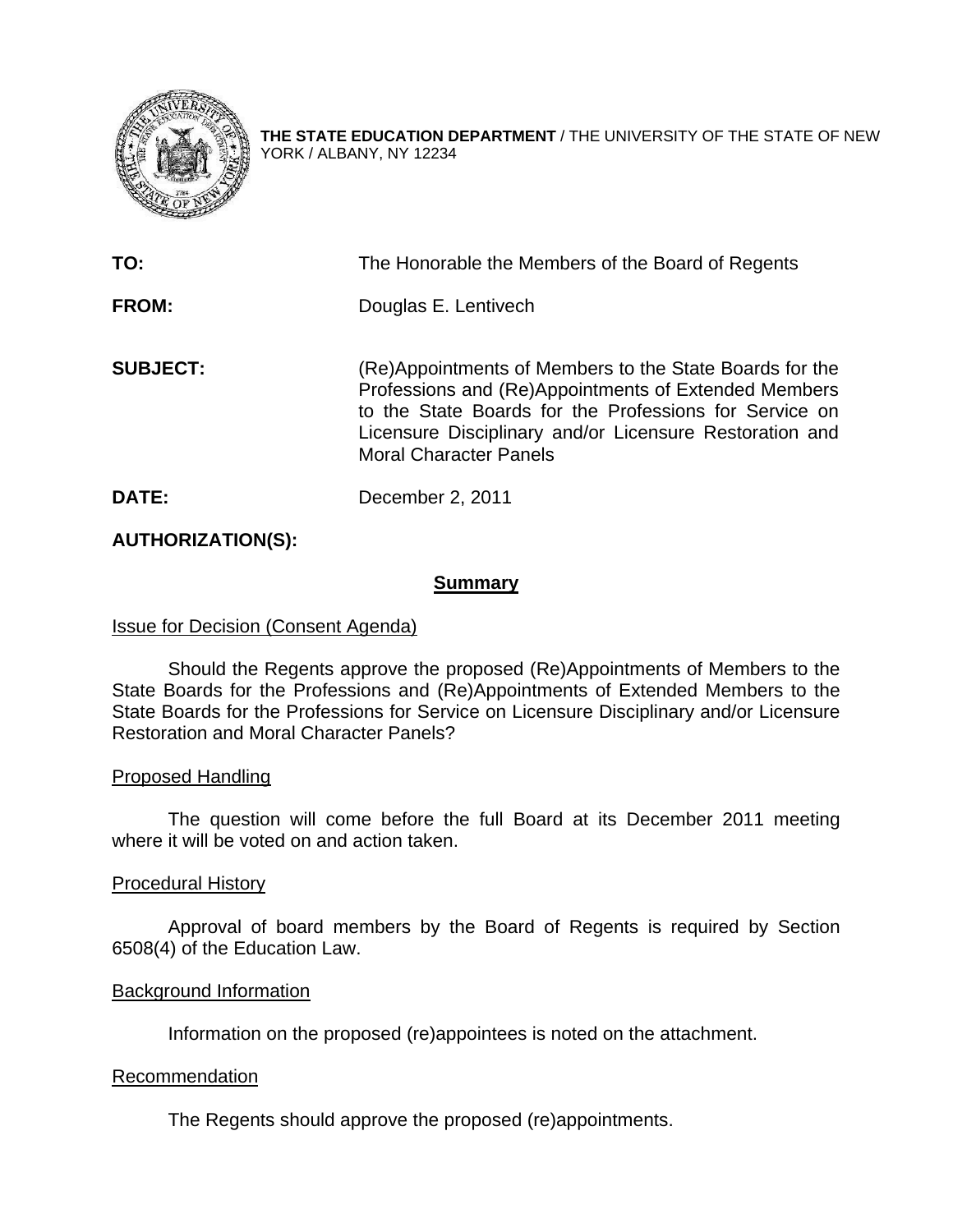**THE STATE EDUCATION DEPARTMENT** / THE UNIVERSITY OF THE STATE OF NEW YORK / ALBANY, NY 12234

**TO:** The Honorable the Members of the Board of Regents

**FROM:** Douglas E. Lentivech

**SUBJECT:** (Re)Appointments of Members to the State Boards for the Professions and (Re)Appointments of Extended Members to the State Boards for the Professions for Service on Licensure Disciplinary and/or Licensure Restoration and Moral Character Panels

**DATE:** December 2, 2011

**AUTHORIZATION(S):**

## Summary

Issue for Decision (Consent Agenda)

Should the Regents approve the proposed (Re)Appointments of Members to the State Boards for the Professions and (Re)Appointments of Extended Members to the State Boards for the Professions for Service on Licensure Disciplinary and/or Licensure Restoration and Moral Character Panels?

Proposed Handling

The question will come before the full Board at its December 2011 meeting where it will be voted on and action taken.

Procedural History

Approval of board members by the Board of Regents is required by Section 6508(4) of the Education Law.

Background Information

Information on the proposed (re)appointees is noted on the attachment.

Recommendation

The Regents should approve the proposed (re)appointments.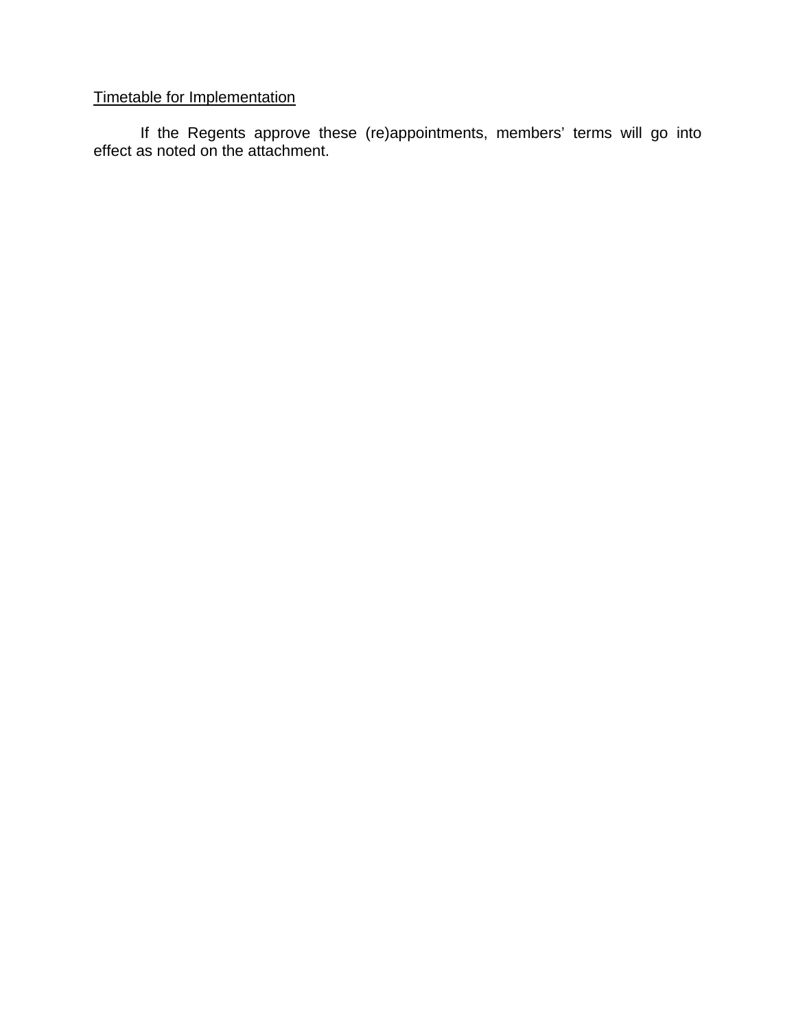Timetable for Implementation

If the Regents approve these (re)appointments, members' terms will go into effect as noted on the attachment.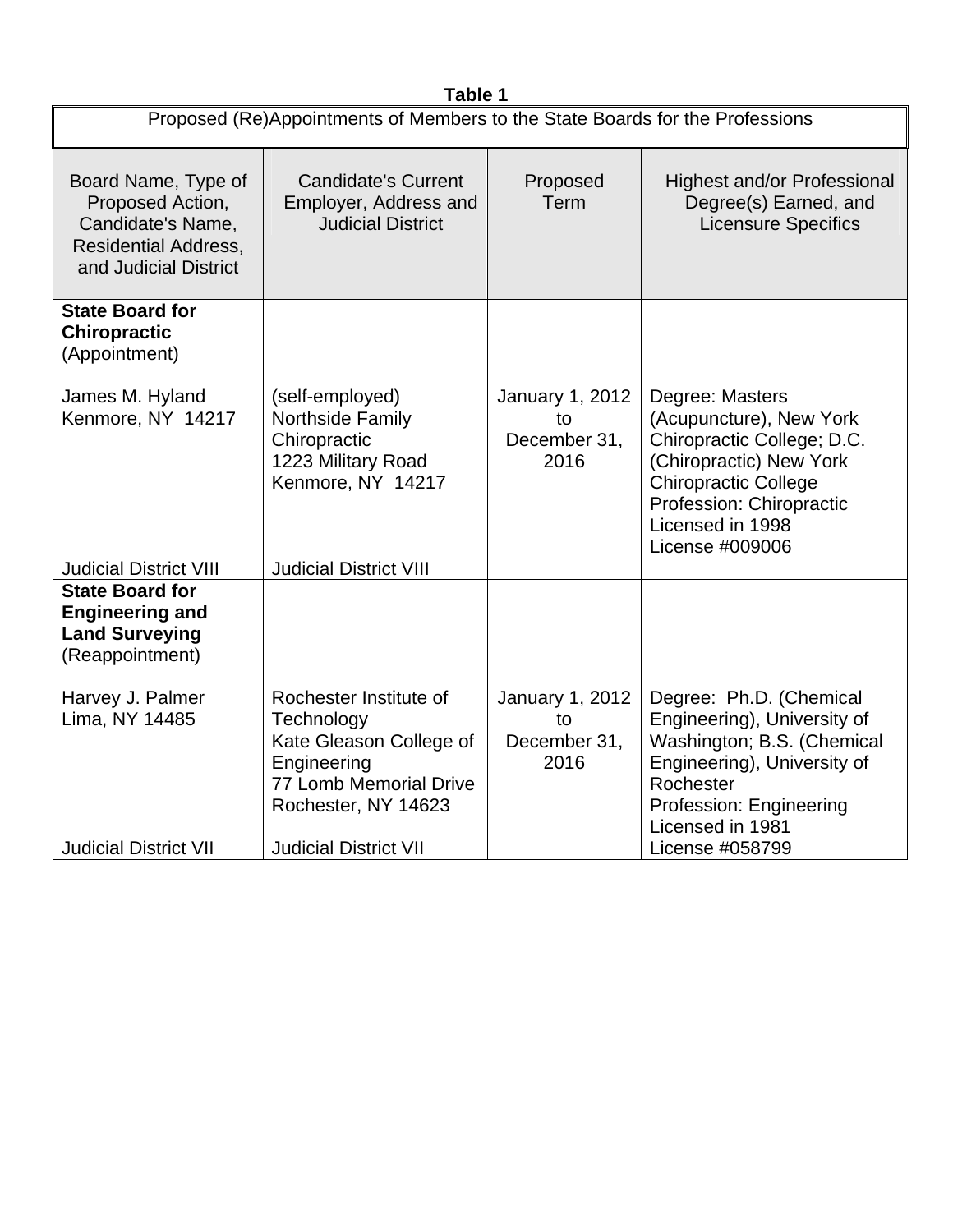**Table 1**

| Proposed (Re)Appointments of Members to the State Boards for the Professions | | | |
|---|---|---|---|
| Board Name, Type of Proposed Action, Candidate's Name, Residential Address, and Judicial District | Candidate's Current Employer, Address and Judicial District | Proposed Term | Highest and/or Professional Degree(s) Earned, and Licensure Specifics |
| **State Board for Chiropractic** (Appointment)<br><br>James M. Hyland<br>Kenmore, NY 14217<br><br>Judicial District VIII | (self-employed)<br>Northside Family Chiropractic<br>1223 Military Road<br>Kenmore, NY 14217<br><br>Judicial District VIII | January 1, 2012 to December 31, 2016 | Degree: Masters (Acupuncture), New York Chiropractic College; D.C. (Chiropractic) New York Chiropractic College<br>Profession: Chiropractic<br>Licensed in 1998<br>License #009006 |
| **State Board for Engineering and Land Surveying** (Reappointment)<br><br>Harvey J. Palmer<br>Lima, NY 14485<br><br>Judicial District VII | Rochester Institute of Technology<br>Kate Gleason College of Engineering<br>77 Lomb Memorial Drive<br>Rochester, NY 14623<br><br>Judicial District VII | January 1, 2012 to December 31, 2016 | Degree: Ph.D. (Chemical Engineering), University of Washington; B.S. (Chemical Engineering), University of Rochester<br>Profession: Engineering<br>Licensed in 1981<br>License #058799 |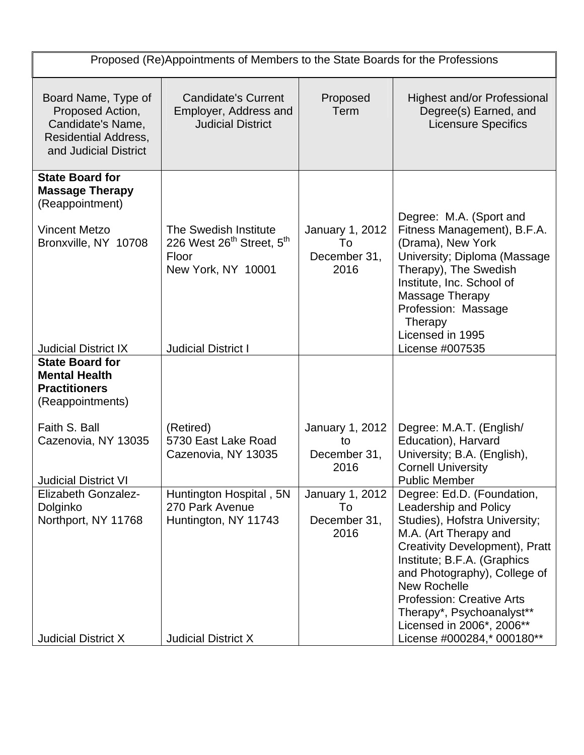| Proposed (Re)Appointments of Members to the State Boards for the Professions | | | |
|---|---|---|---|
| Board Name, Type of Proposed Action, Candidate's Name, Residential Address, and Judicial District | Candidate's Current Employer, Address and Judicial District | Proposed Term | Highest and/or Professional Degree(s) Earned, and Licensure Specifics |
| **State Board for Massage Therapy** (Reappointment)<br><br>Vincent Metzo<br>Bronxville, NY 10708<br><br>Judicial District IX | The Swedish Institute<br>226 West 26th Street, 5th Floor<br>New York, NY 10001<br><br>Judicial District I | January 1, 2012 To December 31, 2016 | Degree: M.A. (Sport and Fitness Management), B.F.A. (Drama), New York University; Diploma (Massage Therapy), The Swedish Institute, Inc. School of Massage Therapy<br>Profession: Massage Therapy<br>Licensed in 1995<br>License #007535 |
| **State Board for Mental Health Practitioners** (Reappointments)<br><br>Faith S. Ball<br>Cazenovia, NY 13035<br><br>Judicial District VI | (Retired)<br>5730 East Lake Road<br>Cazenovia, NY 13035 | January 1, 2012 to December 31, 2016 | Degree: M.A.T. (English/ Education), Harvard University; B.A. (English), Cornell University<br>Public Member |
| Elizabeth Gonzalez-Dolginko<br>Northport, NY 11768<br><br>Judicial District X | Huntington Hospital , 5N<br>270 Park Avenue<br>Huntington, NY 11743<br><br>Judicial District X | January 1, 2012 To December 31, 2016 | Degree: Ed.D. (Foundation, Leadership and Policy Studies), Hofstra University; M.A. (Art Therapy and Creativity Development), Pratt Institute; B.F.A. (Graphics and Photography), College of New Rochelle<br>Profession: Creative Arts Therapy*, Psychoanalyst**<br>Licensed in 2006*, 2006**<br>License #000284,* 000180** |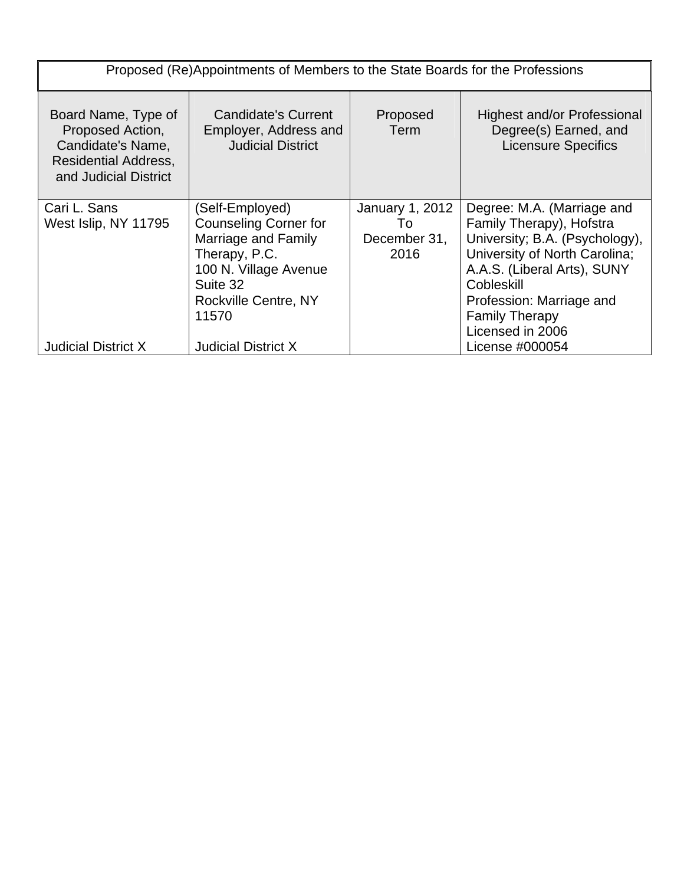| Proposed (Re)Appointments of Members to the State Boards for the Professions | | | |
|---|---|---|---|
| Board Name, Type of Proposed Action, Candidate's Name, Residential Address, and Judicial District | Candidate's Current Employer, Address and Judicial District | Proposed Term | Highest and/or Professional Degree(s) Earned, and Licensure Specifics |
| Cari L. Sans<br>West Islip, NY 11795<br><br>Judicial District X | (Self-Employed)<br>Counseling Corner for Marriage and Family Therapy, P.C.<br>100 N. Village Avenue Suite 32<br>Rockville Centre, NY 11570<br><br>Judicial District X | January 1, 2012 To December 31, 2016 | Degree: M.A. (Marriage and Family Therapy), Hofstra University; B.A. (Psychology), University of North Carolina; A.A.S. (Liberal Arts), SUNY Cobleskill<br>Profession: Marriage and Family Therapy<br>Licensed in 2006<br>License #000054 |